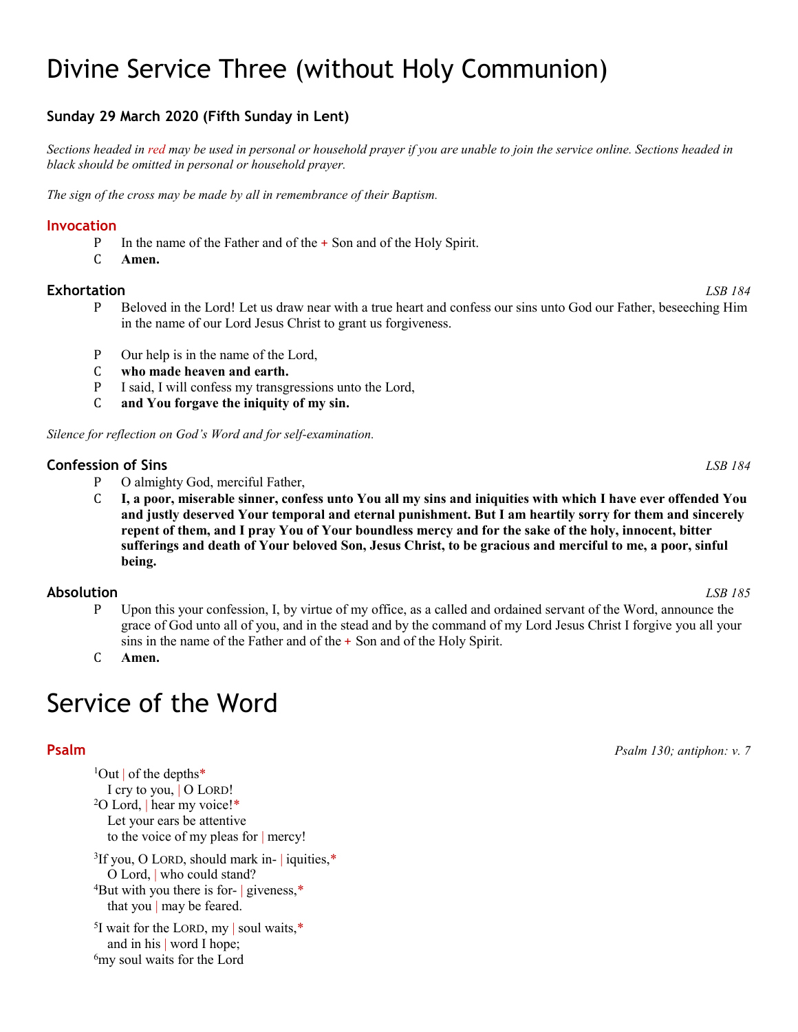# Divine Service Three (without Holy Communion)

### Sunday 29 March 2020 (Fifth Sunday in Lent)

*Sections headed in red may be used in personal or household prayer if you are unable to join the service online. Sections headed in black should be omitted in personal or household prayer.*

*The sign of the cross may be made by all in remembrance of their Baptism.*

## Invocation

P In the name of the Father and of the + Son and of the Holy Spirit.

C **Amen.**

## Exhortation

*LSB 184*

P Beloved in the Lord! Let us draw near with a true heart and confess our sins unto God our Father, beseeching Him in the name of our Lord Jesus Christ to grant us forgiveness.

P Our help is in the name of the Lord,

C **who made heaven and earth.**

P I said, I will confess my transgressions unto the Lord,

C **and You forgave the iniquity of my sin.**

*Silence for reflection on God's Word and for self-examination.*

## Confession of Sins

*LSB 184*

P O almighty God, merciful Father,

C **I, a poor, miserable sinner, confess unto You all my sins and iniquities with which I have ever offended You and justly deserved Your temporal and eternal punishment. But I am heartily sorry for them and sincerely repent of them, and I pray You of Your boundless mercy and for the sake of the holy, innocent, bitter sufferings and death of Your beloved Son, Jesus Christ, to be gracious and merciful to me, a poor, sinful being.**

## Absolution

*LSB 185*

P Upon this your confession, I, by virtue of my office, as a called and ordained servant of the Word, announce the grace of God unto all of you, and in the stead and by the command of my Lord Jesus Christ I forgive you all your sins in the name of the Father and of the + Son and of the Holy Spirit.

C **Amen.**

# Service of the Word

## Psalm

*Psalm 130; antiphon: v. 7*

[1]Out | of the depths*
  I cry to you, | O LORD!
[2]O Lord, | hear my voice!*
  Let your ears be attentive
  to the voice of my pleas for | mercy!

[3]If you, O LORD, should mark in- | iquities,*
  O Lord, | who could stand?
[4]But with you there is for- | giveness,*
  that you | may be feared.

[5]I wait for the LORD, my | soul waits,*
  and in his | word I hope;
[6]my soul waits for the Lord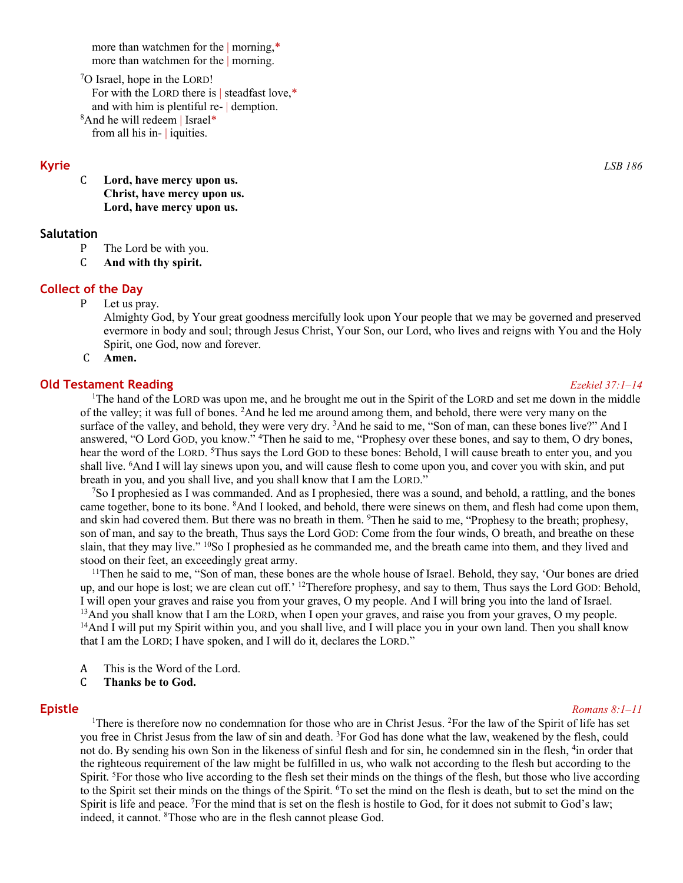more than watchmen for the | morning,*
more than watchmen for the | morning.

[7]O Israel, hope in the LORD!
For with the LORD there is | steadfast love,*
and with him is plentiful re- | demption.
[8]And he will redeem | Israel*
from all his in- | iquities.

## Kyrie

*LSB 186*

C **Lord, have mercy upon us.**
**Christ, have mercy upon us.**
**Lord, have mercy upon us.**

### Salutation

P The Lord be with you.
C **And with thy spirit.**

## Collect of the Day

P Let us pray.
Almighty God, by Your great goodness mercifully look upon Your people that we may be governed and preserved evermore in body and soul; through Jesus Christ, Your Son, our Lord, who lives and reigns with You and the Holy Spirit, one God, now and forever.
C **Amen.**

## Old Testament Reading

*Ezekiel 37:1–14*

[1]The hand of the LORD was upon me, and he brought me out in the Spirit of the LORD and set me down in the middle of the valley; it was full of bones. [2]And he led me around among them, and behold, there were very many on the surface of the valley, and behold, they were very dry. [3]And he said to me, "Son of man, can these bones live?" And I answered, "O Lord GOD, you know." [4]Then he said to me, "Prophesy over these bones, and say to them, O dry bones, hear the word of the LORD. [5]Thus says the Lord GOD to these bones: Behold, I will cause breath to enter you, and you shall live. [6]And I will lay sinews upon you, and will cause flesh to come upon you, and cover you with skin, and put breath in you, and you shall live, and you shall know that I am the LORD."

[7]So I prophesied as I was commanded. And as I prophesied, there was a sound, and behold, a rattling, and the bones came together, bone to its bone. [8]And I looked, and behold, there were sinews on them, and flesh had come upon them, and skin had covered them. But there was no breath in them. [9]Then he said to me, "Prophesy to the breath; prophesy, son of man, and say to the breath, Thus says the Lord GOD: Come from the four winds, O breath, and breathe on these slain, that they may live." [10]So I prophesied as he commanded me, and the breath came into them, and they lived and stood on their feet, an exceedingly great army.

[11]Then he said to me, "Son of man, these bones are the whole house of Israel. Behold, they say, 'Our bones are dried up, and our hope is lost; we are clean cut off.' [12]Therefore prophesy, and say to them, Thus says the Lord GOD: Behold, I will open your graves and raise you from your graves, O my people. And I will bring you into the land of Israel. [13]And you shall know that I am the LORD, when I open your graves, and raise you from your graves, O my people. [14]And I will put my Spirit within you, and you shall live, and I will place you in your own land. Then you shall know that I am the LORD; I have spoken, and I will do it, declares the LORD."

A This is the Word of the Lord.
C **Thanks be to God.**

## Epistle

*Romans 8:1–11*

[1]There is therefore now no condemnation for those who are in Christ Jesus. [2]For the law of the Spirit of life has set you free in Christ Jesus from the law of sin and death. [3]For God has done what the law, weakened by the flesh, could not do. By sending his own Son in the likeness of sinful flesh and for sin, he condemned sin in the flesh, [4]in order that the righteous requirement of the law might be fulfilled in us, who walk not according to the flesh but according to the Spirit. [5]For those who live according to the flesh set their minds on the things of the flesh, but those who live according to the Spirit set their minds on the things of the Spirit. [6]To set the mind on the flesh is death, but to set the mind on the Spirit is life and peace. [7]For the mind that is set on the flesh is hostile to God, for it does not submit to God's law; indeed, it cannot. [8]Those who are in the flesh cannot please God.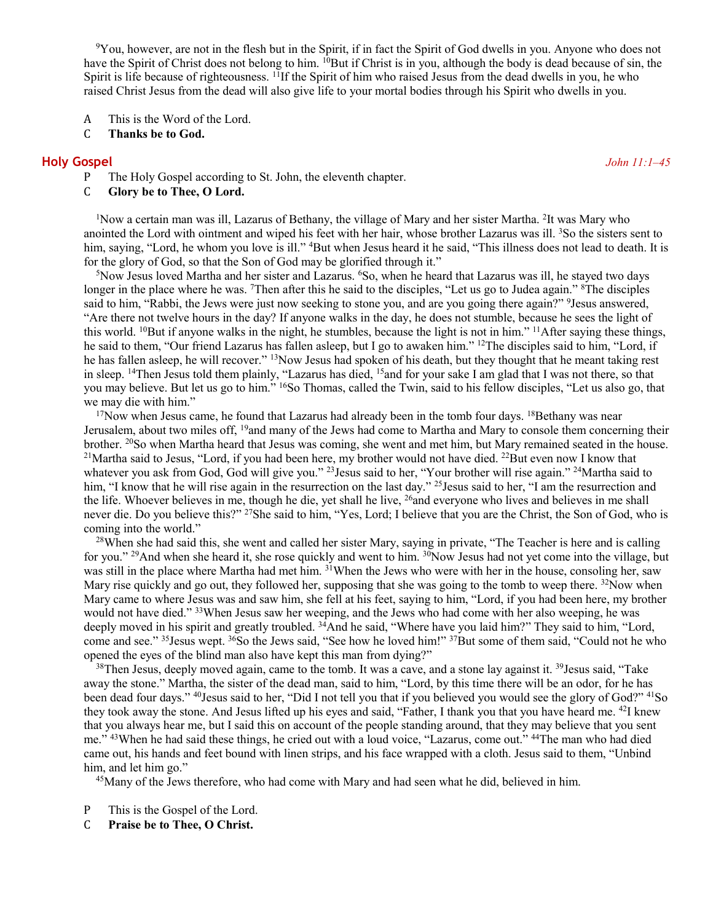[9]You, however, are not in the flesh but in the Spirit, if in fact the Spirit of God dwells in you. Anyone who does not have the Spirit of Christ does not belong to him. [10]But if Christ is in you, although the body is dead because of sin, the Spirit is life because of righteousness. [11]If the Spirit of him who raised Jesus from the dead dwells in you, he who raised Christ Jesus from the dead will also give life to your mortal bodies through his Spirit who dwells in you.

A This is the Word of the Lord.
C **Thanks be to God.**

## Holy Gospel

*John 11:1–45*

P The Holy Gospel according to St. John, the eleventh chapter.
C **Glory be to Thee, O Lord.**

[1]Now a certain man was ill, Lazarus of Bethany, the village of Mary and her sister Martha. [2]It was Mary who anointed the Lord with ointment and wiped his feet with her hair, whose brother Lazarus was ill. [3]So the sisters sent to him, saying, "Lord, he whom you love is ill." [4]But when Jesus heard it he said, "This illness does not lead to death. It is for the glory of God, so that the Son of God may be glorified through it."

[5]Now Jesus loved Martha and her sister and Lazarus. [6]So, when he heard that Lazarus was ill, he stayed two days longer in the place where he was. [7]Then after this he said to the disciples, "Let us go to Judea again." [8]The disciples said to him, "Rabbi, the Jews were just now seeking to stone you, and are you going there again?" [9]Jesus answered, "Are there not twelve hours in the day? If anyone walks in the day, he does not stumble, because he sees the light of this world. [10]But if anyone walks in the night, he stumbles, because the light is not in him." [11]After saying these things, he said to them, "Our friend Lazarus has fallen asleep, but I go to awaken him." [12]The disciples said to him, "Lord, if he has fallen asleep, he will recover." [13]Now Jesus had spoken of his death, but they thought that he meant taking rest in sleep. [14]Then Jesus told them plainly, "Lazarus has died, [15]and for your sake I am glad that I was not there, so that you may believe. But let us go to him." [16]So Thomas, called the Twin, said to his fellow disciples, "Let us also go, that we may die with him."

[17]Now when Jesus came, he found that Lazarus had already been in the tomb four days. [18]Bethany was near Jerusalem, about two miles off, [19]and many of the Jews had come to Martha and Mary to console them concerning their brother. [20]So when Martha heard that Jesus was coming, she went and met him, but Mary remained seated in the house. [21]Martha said to Jesus, "Lord, if you had been here, my brother would not have died. [22]But even now I know that whatever you ask from God, God will give you." [23]Jesus said to her, "Your brother will rise again." [24]Martha said to him, "I know that he will rise again in the resurrection on the last day." [25]Jesus said to her, "I am the resurrection and the life. Whoever believes in me, though he die, yet shall he live, [26]and everyone who lives and believes in me shall never die. Do you believe this?" [27]She said to him, "Yes, Lord; I believe that you are the Christ, the Son of God, who is coming into the world."

[28]When she had said this, she went and called her sister Mary, saying in private, "The Teacher is here and is calling for you." [29]And when she heard it, she rose quickly and went to him. [30]Now Jesus had not yet come into the village, but was still in the place where Martha had met him. [31]When the Jews who were with her in the house, consoling her, saw Mary rise quickly and go out, they followed her, supposing that she was going to the tomb to weep there. [32]Now when Mary came to where Jesus was and saw him, she fell at his feet, saying to him, "Lord, if you had been here, my brother would not have died." [33]When Jesus saw her weeping, and the Jews who had come with her also weeping, he was deeply moved in his spirit and greatly troubled. [34]And he said, "Where have you laid him?" They said to him, "Lord, come and see." [35]Jesus wept. [36]So the Jews said, "See how he loved him!" [37]But some of them said, "Could not he who opened the eyes of the blind man also have kept this man from dying?"

[38]Then Jesus, deeply moved again, came to the tomb. It was a cave, and a stone lay against it. [39]Jesus said, "Take away the stone." Martha, the sister of the dead man, said to him, "Lord, by this time there will be an odor, for he has been dead four days." [40]Jesus said to her, "Did I not tell you that if you believed you would see the glory of God?" [41]So they took away the stone. And Jesus lifted up his eyes and said, "Father, I thank you that you have heard me. [42]I knew that you always hear me, but I said this on account of the people standing around, that they may believe that you sent me." [43]When he had said these things, he cried out with a loud voice, "Lazarus, come out." [44]The man who had died came out, his hands and feet bound with linen strips, and his face wrapped with a cloth. Jesus said to them, "Unbind him, and let him go."

[45]Many of the Jews therefore, who had come with Mary and had seen what he did, believed in him.

P This is the Gospel of the Lord.
C **Praise be to Thee, O Christ.**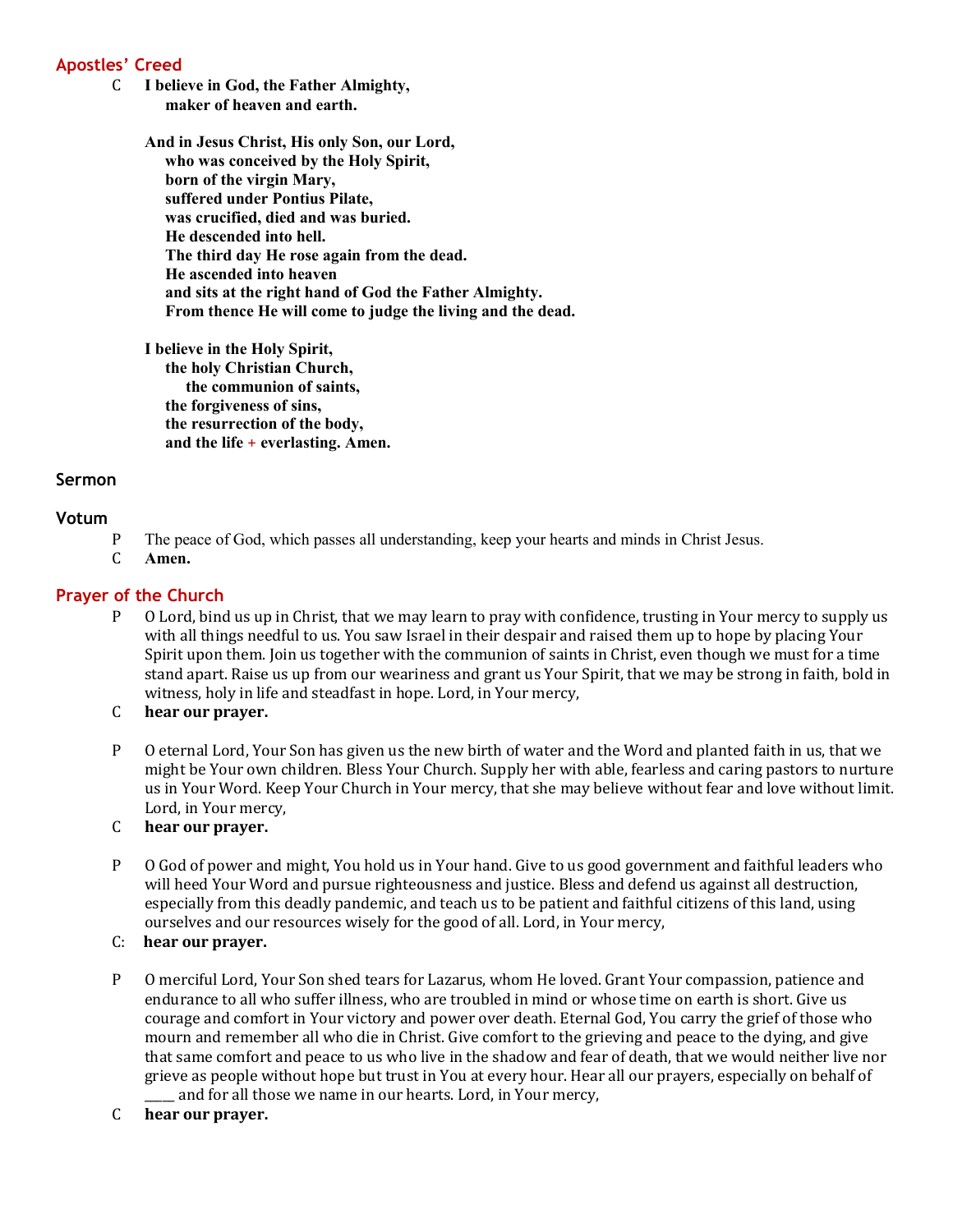## Apostles' Creed

C **I believe in God, the Father Almighty,**
**maker of heaven and earth.**

**And in Jesus Christ, His only Son, our Lord,**
**who was conceived by the Holy Spirit,**
**born of the virgin Mary,**
**suffered under Pontius Pilate,**
**was crucified, died and was buried.**
**He descended into hell.**
**The third day He rose again from the dead.**
**He ascended into heaven**
**and sits at the right hand of God the Father Almighty.**
**From thence He will come to judge the living and the dead.**

**I believe in the Holy Spirit,**
**the holy Christian Church,**
**the communion of saints,**
**the forgiveness of sins,**
**the resurrection of the body,**
**and the life + everlasting. Amen.**

## Sermon

## Votum

P The peace of God, which passes all understanding, keep your hearts and minds in Christ Jesus.

C **Amen.**

## Prayer of the Church

P O Lord, bind us up in Christ, that we may learn to pray with confidence, trusting in Your mercy to supply us with all things needful to us. You saw Israel in their despair and raised them up to hope by placing Your Spirit upon them. Join us together with the communion of saints in Christ, even though we must for a time stand apart. Raise us up from our weariness and grant us Your Spirit, that we may be strong in faith, bold in witness, holy in life and steadfast in hope. Lord, in Your mercy,

C **hear our prayer.**

P O eternal Lord, Your Son has given us the new birth of water and the Word and planted faith in us, that we might be Your own children. Bless Your Church. Supply her with able, fearless and caring pastors to nurture us in Your Word. Keep Your Church in Your mercy, that she may believe without fear and love without limit. Lord, in Your mercy,

C **hear our prayer.**

P O God of power and might, You hold us in Your hand. Give to us good government and faithful leaders who will heed Your Word and pursue righteousness and justice. Bless and defend us against all destruction, especially from this deadly pandemic, and teach us to be patient and faithful citizens of this land, using ourselves and our resources wisely for the good of all. Lord, in Your mercy,

C: **hear our prayer.**

P O merciful Lord, Your Son shed tears for Lazarus, whom He loved. Grant Your compassion, patience and endurance to all who suffer illness, who are troubled in mind or whose time on earth is short. Give us courage and comfort in Your victory and power over death. Eternal God, You carry the grief of those who mourn and remember all who die in Christ. Give comfort to the grieving and peace to the dying, and give that same comfort and peace to us who live in the shadow and fear of death, that we would neither live nor grieve as people without hope but trust in You at every hour. Hear all our prayers, especially on behalf of ____ and for all those we name in our hearts. Lord, in Your mercy,

C **hear our prayer.**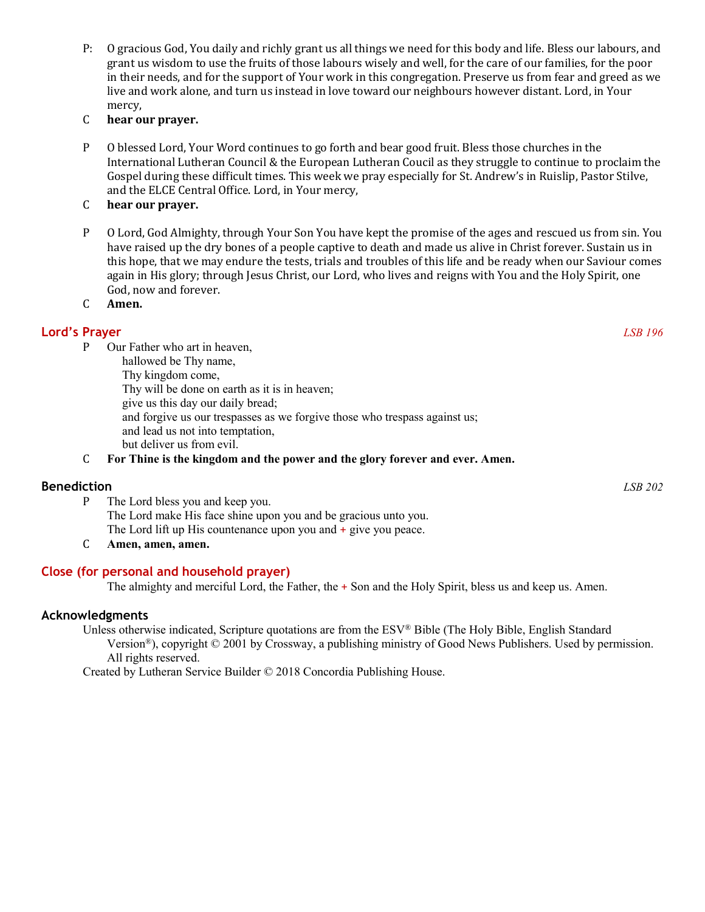P: O gracious God, You daily and richly grant us all things we need for this body and life. Bless our labours, and grant us wisdom to use the fruits of those labours wisely and well, for the care of our families, for the poor in their needs, and for the support of Your work in this congregation. Preserve us from fear and greed as we live and work alone, and turn us instead in love toward our neighbours however distant. Lord, in Your mercy,

C **hear our prayer.**

P O blessed Lord, Your Word continues to go forth and bear good fruit. Bless those churches in the International Lutheran Council & the European Lutheran Coucil as they struggle to continue to proclaim the Gospel during these difficult times. This week we pray especially for St. Andrew's in Ruislip, Pastor Stilve, and the ELCE Central Office. Lord, in Your mercy,

C **hear our prayer.**

P O Lord, God Almighty, through Your Son You have kept the promise of the ages and rescued us from sin. You have raised up the dry bones of a people captive to death and made us alive in Christ forever. Sustain us in this hope, that we may endure the tests, trials and troubles of this life and be ready when our Saviour comes again in His glory; through Jesus Christ, our Lord, who lives and reigns with You and the Holy Spirit, one God, now and forever.

C **Amen.**

## Lord's Prayer *LSB 196*

P Our Father who art in heaven,
hallowed be Thy name,
Thy kingdom come,
Thy will be done on earth as it is in heaven;
give us this day our daily bread;
and forgive us our trespasses as we forgive those who trespass against us;
and lead us not into temptation,
but deliver us from evil.

C **For Thine is the kingdom and the power and the glory forever and ever. Amen.**

## Benediction *LSB 202*

P The Lord bless you and keep you.
The Lord make His face shine upon you and be gracious unto you.
The Lord lift up His countenance upon you and + give you peace.

C **Amen, amen, amen.**

## Close (for personal and household prayer)

The almighty and merciful Lord, the Father, the + Son and the Holy Spirit, bless us and keep us. Amen.

## Acknowledgments

Unless otherwise indicated, Scripture quotations are from the ESV® Bible (The Holy Bible, English Standard Version®), copyright © 2001 by Crossway, a publishing ministry of Good News Publishers. Used by permission. All rights reserved.

Created by Lutheran Service Builder © 2018 Concordia Publishing House.